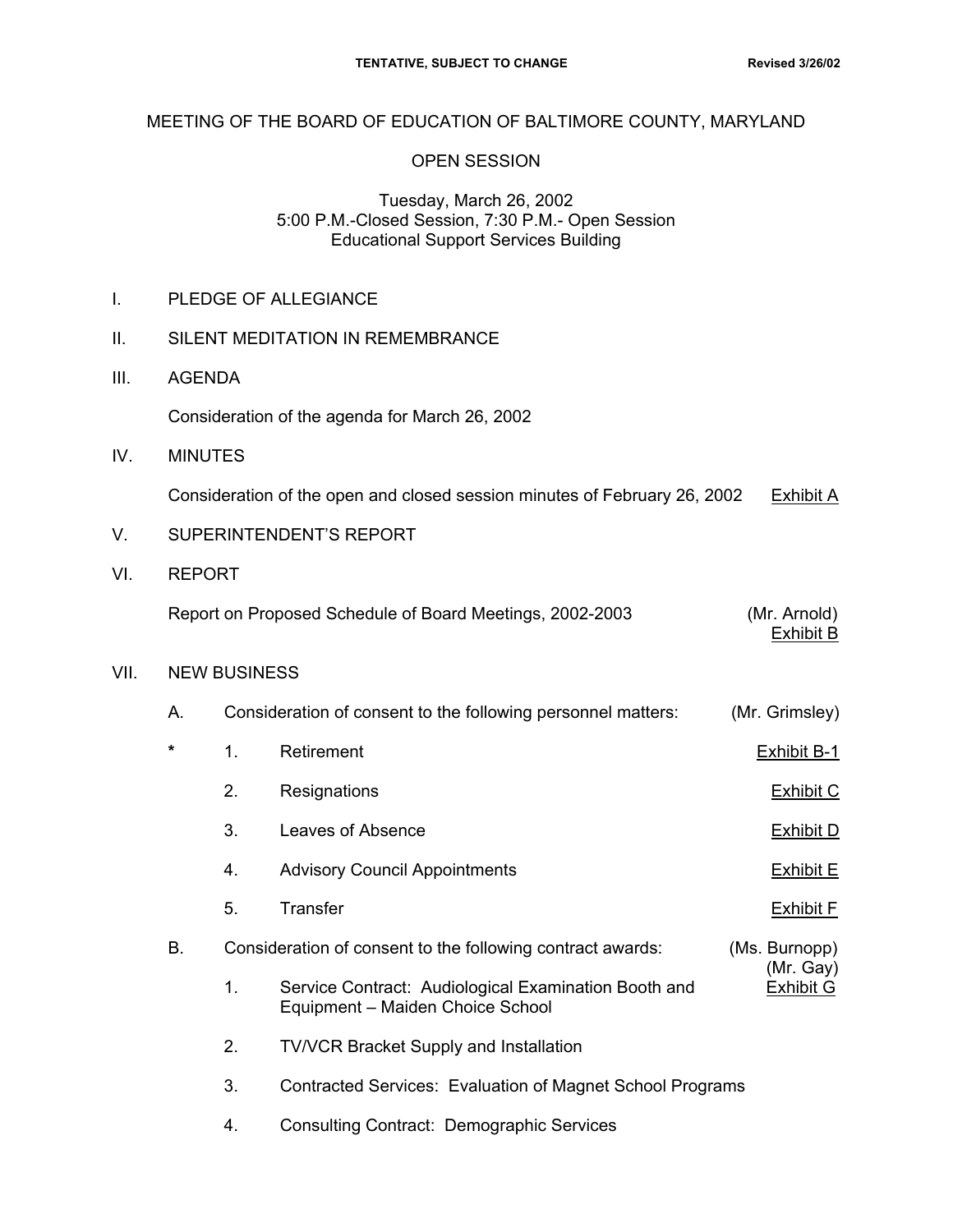**TENTATIVE, SUBJECT TO CHANGE** **Revised 3/26/02**

# MEETING OF THE BOARD OF EDUCATION OF BALTIMORE COUNTY, MARYLAND

## OPEN SESSION

Tuesday, March 26, 2002
5:00 P.M.-Closed Session, 7:30 P.M.- Open Session
Educational Support Services Building

I. PLEDGE OF ALLEGIANCE

II. SILENT MEDITATION IN REMEMBRANCE

III. AGENDA

Consideration of the agenda for March 26, 2002

IV. MINUTES

Consideration of the open and closed session minutes of February 26, 2002 — Exhibit A

V. SUPERINTENDENT'S REPORT

VI. REPORT

Report on Proposed Schedule of Board Meetings, 2002-2003 — (Mr. Arnold) Exhibit B

VII. NEW BUSINESS

A. Consideration of consent to the following personnel matters: (Mr. Grimsley)

\* 1. Retirement — Exhibit B-1

2. Resignations — Exhibit C

3. Leaves of Absence — Exhibit D

4. Advisory Council Appointments — Exhibit E

5. Transfer — Exhibit F

B. Consideration of consent to the following contract awards: (Ms. Burnopp) (Mr. Gay)

1. Service Contract: Audiological Examination Booth and Equipment – Maiden Choice School — Exhibit G

2. TV/VCR Bracket Supply and Installation

3. Contracted Services: Evaluation of Magnet School Programs

4. Consulting Contract: Demographic Services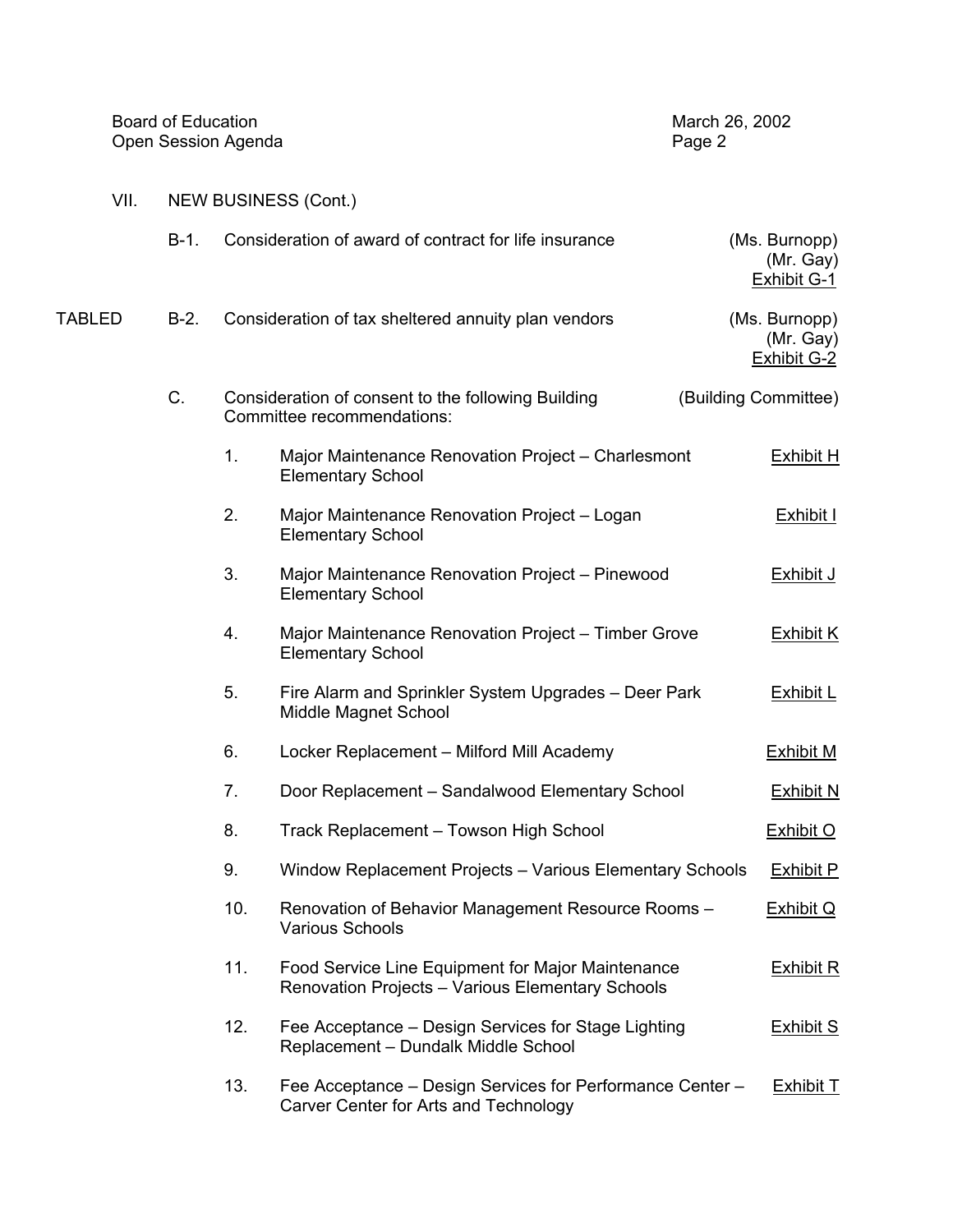## VII. NEW BUSINESS (Cont.)

**B-1.** Consideration of award of contract for life insurance — (Ms. Burnopp) (Mr. Gay) Exhibit G-1

TABLED **B-2.** Consideration of tax sheltered annuity plan vendors — (Ms. Burnopp) (Mr. Gay) Exhibit G-2

**C.** Consideration of consent to the following Building Committee recommendations: — (Building Committee)

1. Major Maintenance Renovation Project – Charlesmont Elementary School — Exhibit H
2. Major Maintenance Renovation Project – Logan Elementary School — Exhibit I
3. Major Maintenance Renovation Project – Pinewood Elementary School — Exhibit J
4. Major Maintenance Renovation Project – Timber Grove Elementary School — Exhibit K
5. Fire Alarm and Sprinkler System Upgrades – Deer Park Middle Magnet School — Exhibit L
6. Locker Replacement – Milford Mill Academy — Exhibit M
7. Door Replacement – Sandalwood Elementary School — Exhibit N
8. Track Replacement – Towson High School — Exhibit O
9. Window Replacement Projects – Various Elementary Schools — Exhibit P
10. Renovation of Behavior Management Resource Rooms – Various Schools — Exhibit Q
11. Food Service Line Equipment for Major Maintenance Renovation Projects – Various Elementary Schools — Exhibit R
12. Fee Acceptance – Design Services for Stage Lighting Replacement – Dundalk Middle School — Exhibit S
13. Fee Acceptance – Design Services for Performance Center – Carver Center for Arts and Technology — Exhibit T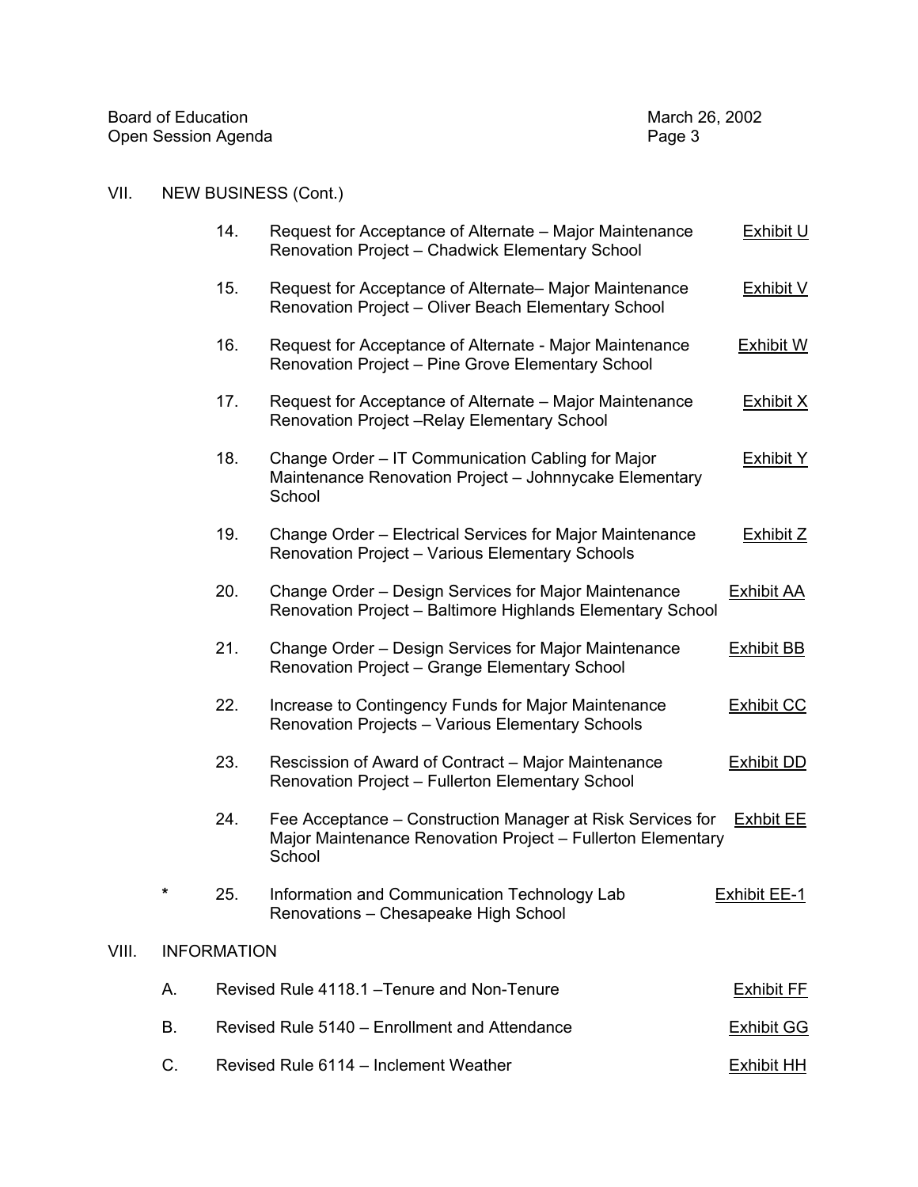## VII. NEW BUSINESS (Cont.)

| | | | |
|---|---|---|---|
| | 14. | Request for Acceptance of Alternate – Major Maintenance Renovation Project – Chadwick Elementary School | Exhibit U |
| | 15. | Request for Acceptance of Alternate– Major Maintenance Renovation Project – Oliver Beach Elementary School | Exhibit V |
| | 16. | Request for Acceptance of Alternate - Major Maintenance Renovation Project – Pine Grove Elementary School | Exhibit W |
| | 17. | Request for Acceptance of Alternate – Major Maintenance Renovation Project –Relay Elementary School | Exhibit X |
| | 18. | Change Order – IT Communication Cabling for Major Maintenance Renovation Project – Johnnycake Elementary School | Exhibit Y |
| | 19. | Change Order – Electrical Services for Major Maintenance Renovation Project – Various Elementary Schools | Exhibit Z |
| | 20. | Change Order – Design Services for Major Maintenance Renovation Project – Baltimore Highlands Elementary School | Exhibit AA |
| | 21. | Change Order – Design Services for Major Maintenance Renovation Project – Grange Elementary School | Exhibit BB |
| | 22. | Increase to Contingency Funds for Major Maintenance Renovation Projects – Various Elementary Schools | Exhibit CC |
| | 23. | Rescission of Award of Contract – Major Maintenance Renovation Project – Fullerton Elementary School | Exhibit DD |
| | 24. | Fee Acceptance – Construction Manager at Risk Services for Major Maintenance Renovation Project – Fullerton Elementary School | Exhbit EE |
| * | 25. | Information and Communication Technology Lab Renovations – Chesapeake High School | Exhibit EE-1 |

## VIII. INFORMATION

| | | |
|---|---|---|
| A. | Revised Rule 4118.1 –Tenure and Non-Tenure | Exhibit FF |
| B. | Revised Rule 5140 – Enrollment and Attendance | Exhibit GG |
| C. | Revised Rule 6114 – Inclement Weather | Exhibit HH |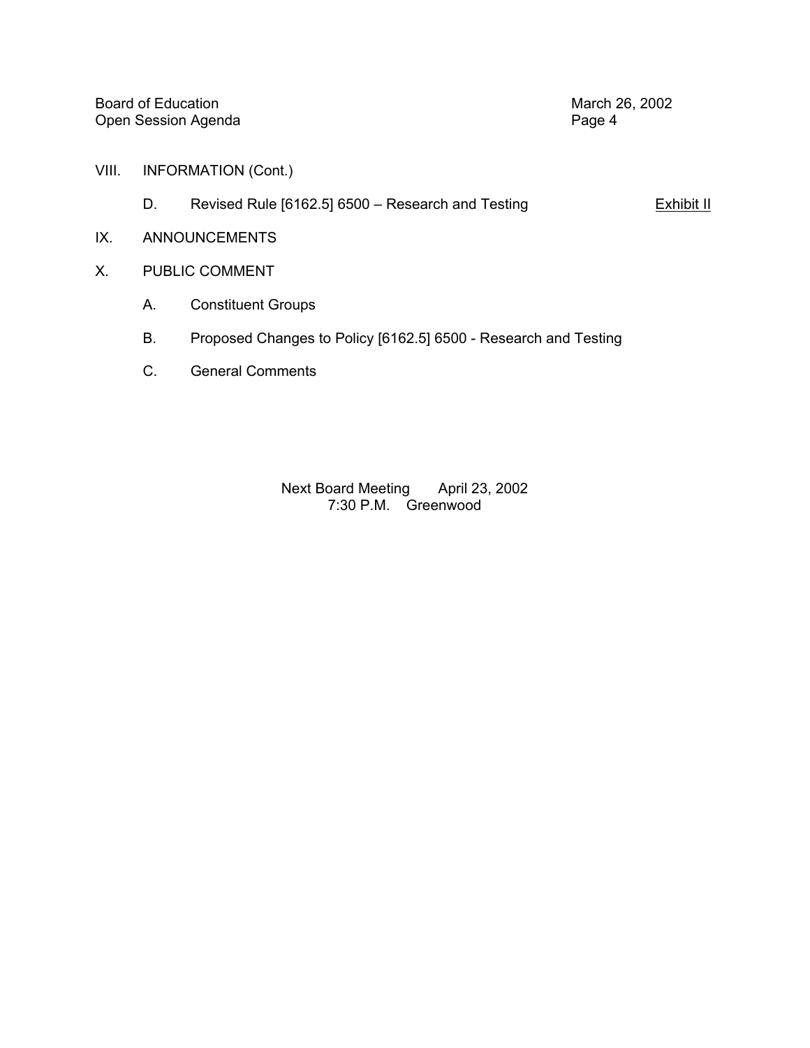VIII. INFORMATION (Cont.)

D. Revised Rule [6162.5] 6500 – Research and Testing — Exhibit II

IX. ANNOUNCEMENTS

X. PUBLIC COMMENT

A. Constituent Groups

B. Proposed Changes to Policy [6162.5] 6500 - Research and Testing

C. General Comments

Next Board Meeting April 23, 2002
7:30 P.M. Greenwood